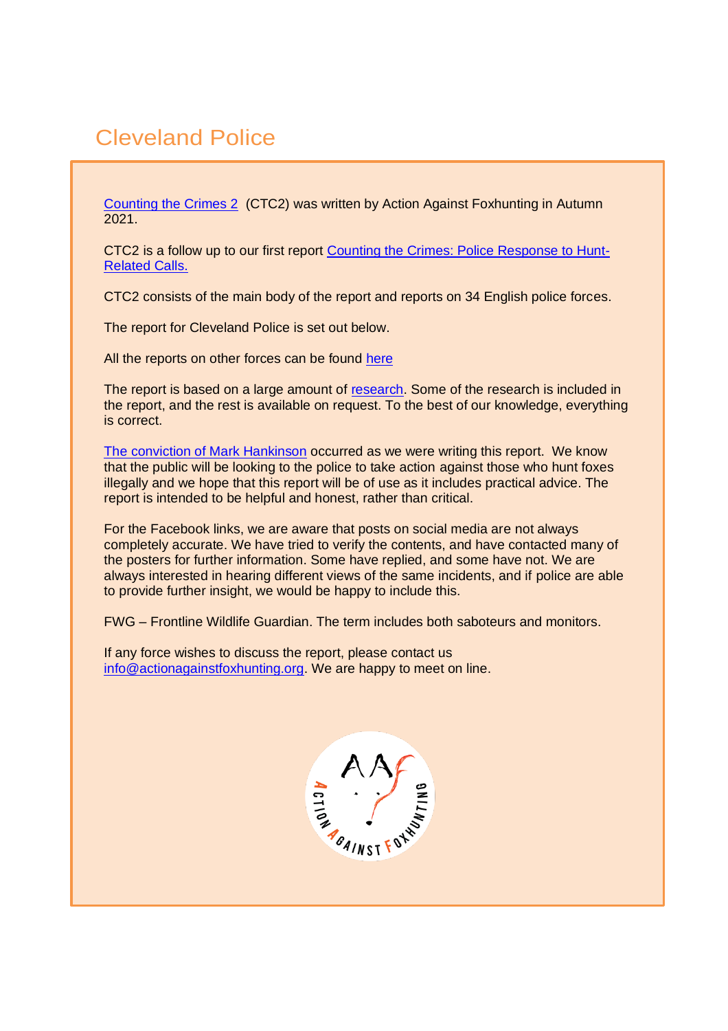# Cleveland Police

Counting the Crimes 2 (CTC2) was written by Action Against Foxhunting in Autumn 2021.

CTC2 is a follow up to our first report Counting the Crimes: Police Response to Hunt-Related Calls.

CTC2 consists of the main body of the report and reports on 34 English police forces.

The report for Cleveland Police is set out below.

All the reports on other forces can be found here

The report is based on a large amount of research. Some of the research is included in the report, and the rest is available on request. To the best of our knowledge, everything is correct.

The conviction of Mark Hankinson occurred as we were writing this report. We know that the public will be looking to the police to take action against those who hunt foxes illegally and we hope that this report will be of use as it includes practical advice. The report is intended to be helpful and honest, rather than critical.

For the Facebook links, we are aware that posts on social media are not always completely accurate. We have tried to verify the contents, and have contacted many of the posters for further information. Some have replied, and some have not. We are always interested in hearing different views of the same incidents, and if police are able to provide further insight, we would be happy to include this.

FWG – Frontline Wildlife Guardian. The term includes both saboteurs and monitors.

If any force wishes to discuss the report, please contact us info@actionagainstfoxhunting.org. We are happy to meet on line.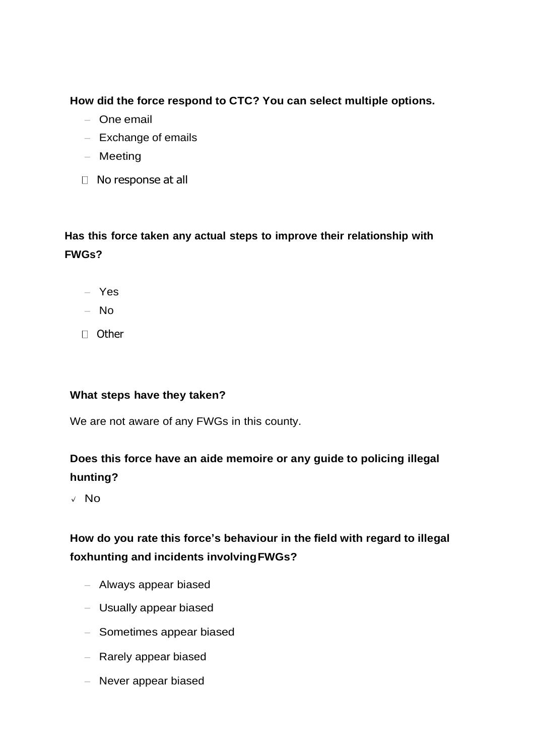**How did the force respond to CTC? You can select multiple options.**

- One email
- Exchange of emails
- Meeting
- No response at all

**Has this force taken any actual steps to improve their relationship with FWGs?**

- Yes
- No
- Other

**What steps have they taken?**

We are not aware of any FWGs in this county.

**Does this force have an aide memoire or any guide to policing illegal hunting?**

✓ No

**How do you rate this force's behaviour in the field with regard to illegal foxhunting and incidents involving FWGs?**

- Always appear biased
- Usually appear biased
- Sometimes appear biased
- Rarely appear biased
- Never appear biased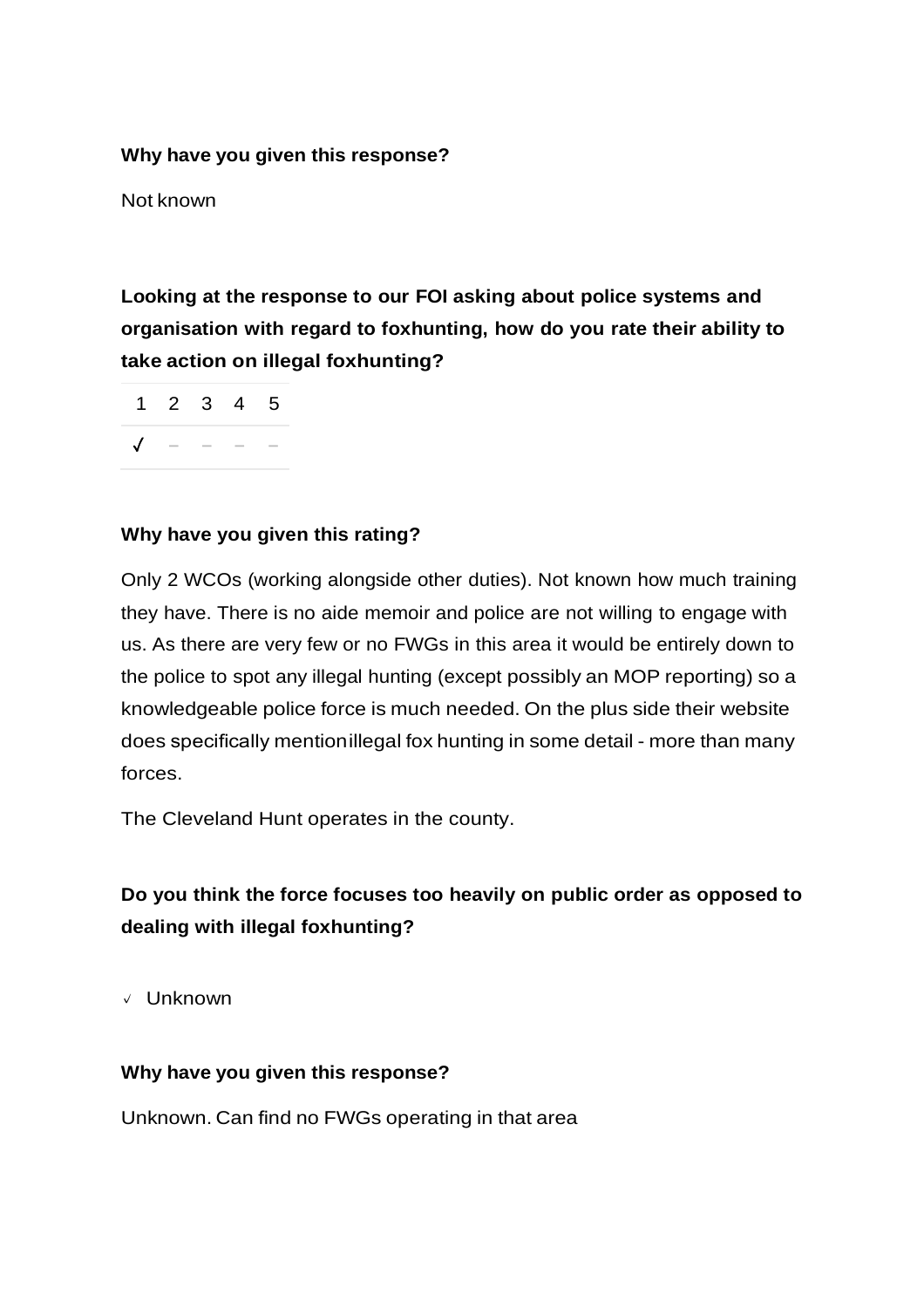**Why have you given this response?**

Not known

**Looking at the response to our FOI asking about police systems and organisation with regard to foxhunting, how do you rate their ability to take action on illegal foxhunting?**

| 1 | 2 | 3 | 4 | 5 |
|---|---|---|---|---|
| ✓ | – | – | – | – |

**Why have you given this rating?**

Only 2 WCOs (working alongside other duties). Not known how much training they have. There is no aide memoir and police are not willing to engage with us. As there are very few or no FWGs in this area it would be entirely down to the police to spot any illegal hunting (except possibly an MOP reporting) so a knowledgeable police force is much needed. On the plus side their website does specifically mentionillegal fox hunting in some detail - more than many forces.

The Cleveland Hunt operates in the county.

**Do you think the force focuses too heavily on public order as opposed to dealing with illegal foxhunting?**

✓ Unknown

**Why have you given this response?**

Unknown. Can find no FWGs operating in that area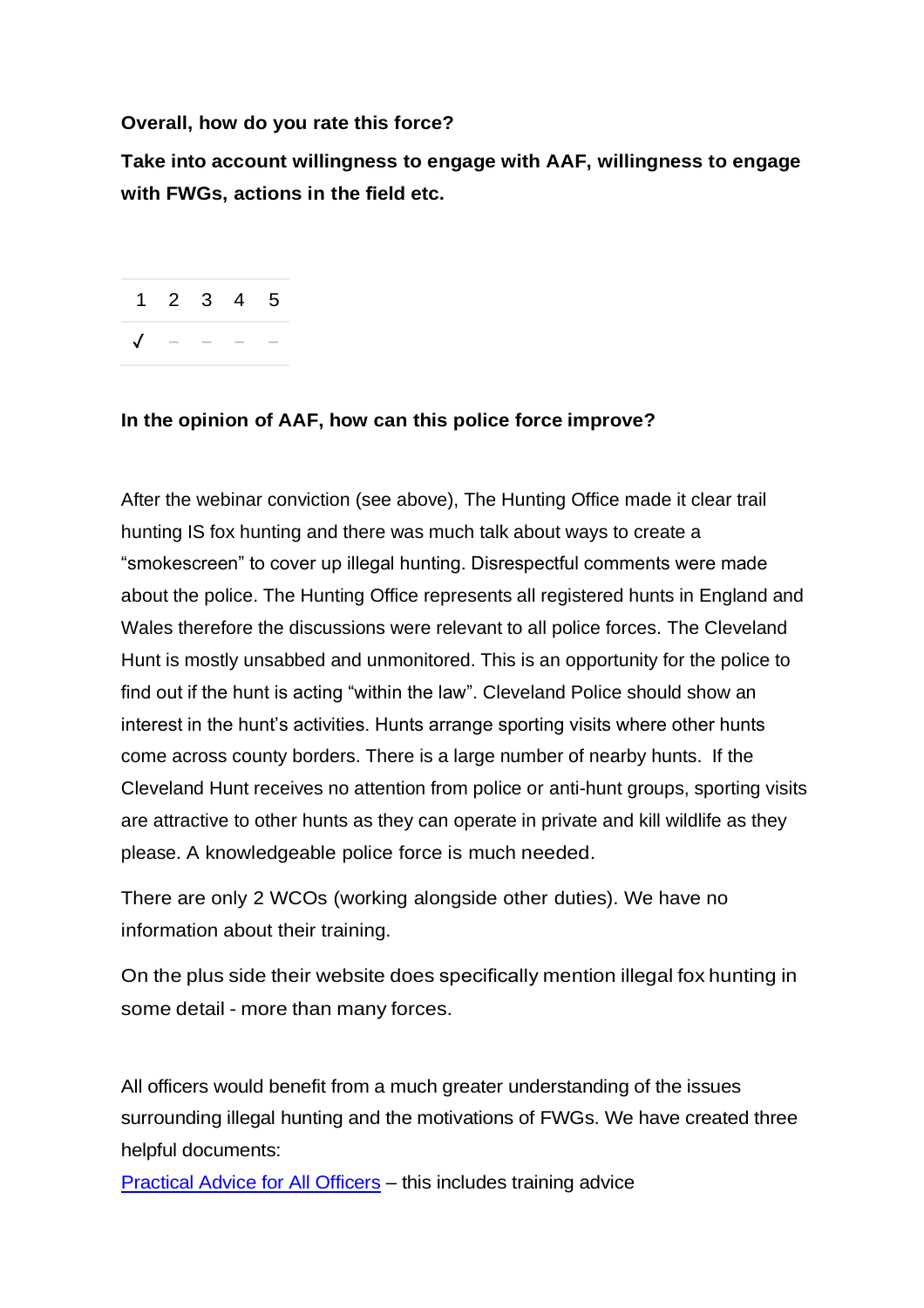**Overall, how do you rate this force?**

**Take into account willingness to engage with AAF, willingness to engage with FWGs, actions in the field etc.**

| 1 | 2 | 3 | 4 | 5 |
|---|---|---|---|---|
| √ | – | – | – | – |

**In the opinion of AAF, how can this police force improve?**

After the webinar conviction (see above), The Hunting Office made it clear trail hunting IS fox hunting and there was much talk about ways to create a "smokescreen" to cover up illegal hunting. Disrespectful comments were made about the police. The Hunting Office represents all registered hunts in England and Wales therefore the discussions were relevant to all police forces. The Cleveland Hunt is mostly unsabbed and unmonitored. This is an opportunity for the police to find out if the hunt is acting "within the law". Cleveland Police should show an interest in the hunt's activities. Hunts arrange sporting visits where other hunts come across county borders. There is a large number of nearby hunts. If the Cleveland Hunt receives no attention from police or anti-hunt groups, sporting visits are attractive to other hunts as they can operate in private and kill wildlife as they please. A knowledgeable police force is much needed.

There are only 2 WCOs (working alongside other duties). We have no information about their training.

On the plus side their website does specifically mention illegal fox hunting in some detail - more than many forces.

All officers would benefit from a much greater understanding of the issues surrounding illegal hunting and the motivations of FWGs. We have created three helpful documents:

Practical Advice for All Officers – this includes training advice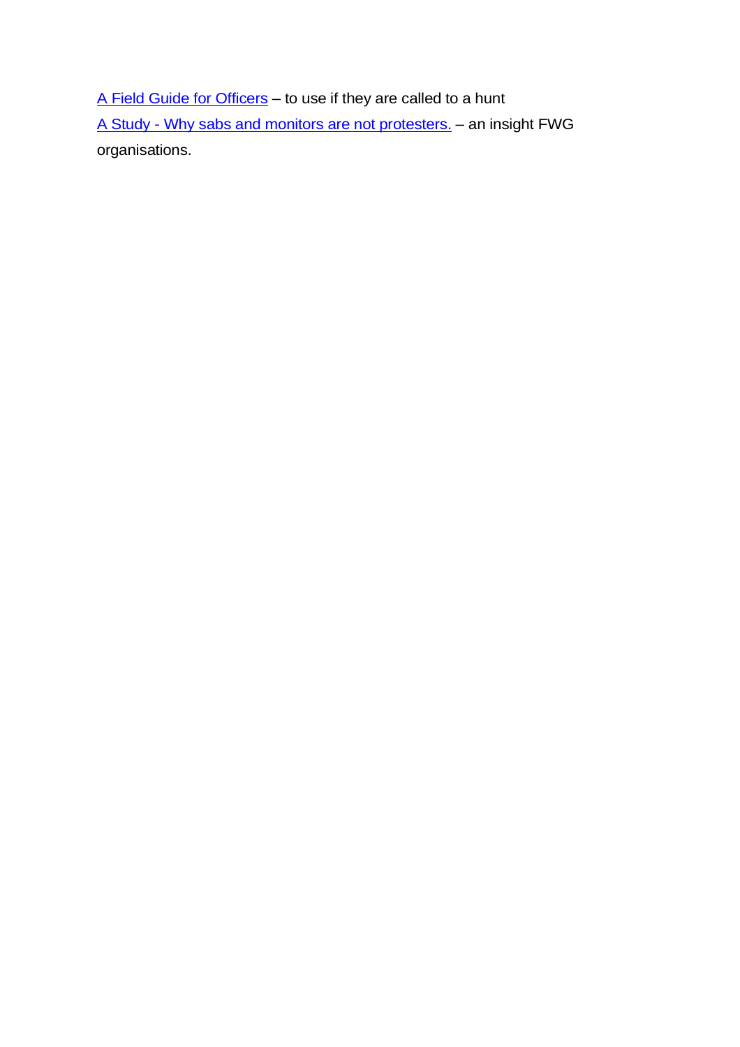A Field Guide for Officers – to use if they are called to a hunt

A Study - Why sabs and monitors are not protesters. – an insight FWG organisations.